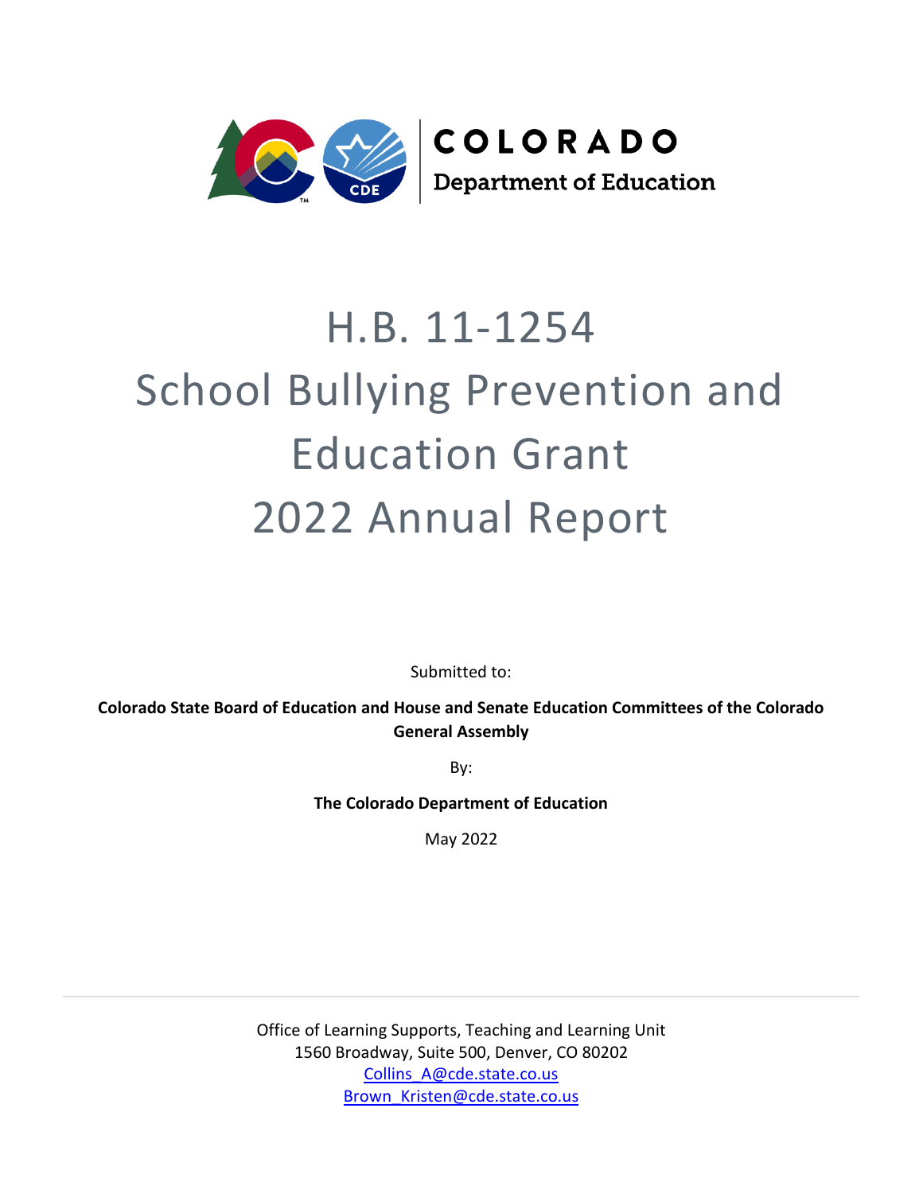COLORADO

Department of Education

# H.B. 11-1254
# School Bullying Prevention and Education Grant
# 2022 Annual Report

Submitted to:

**Colorado State Board of Education and House and Senate Education Committees of the Colorado General Assembly**

By:

**The Colorado Department of Education**

May 2022

Office of Learning Supports, Teaching and Learning Unit
1560 Broadway, Suite 500, Denver, CO 80202
Collins_A@cde.state.co.us
Brown_Kristen@cde.state.co.us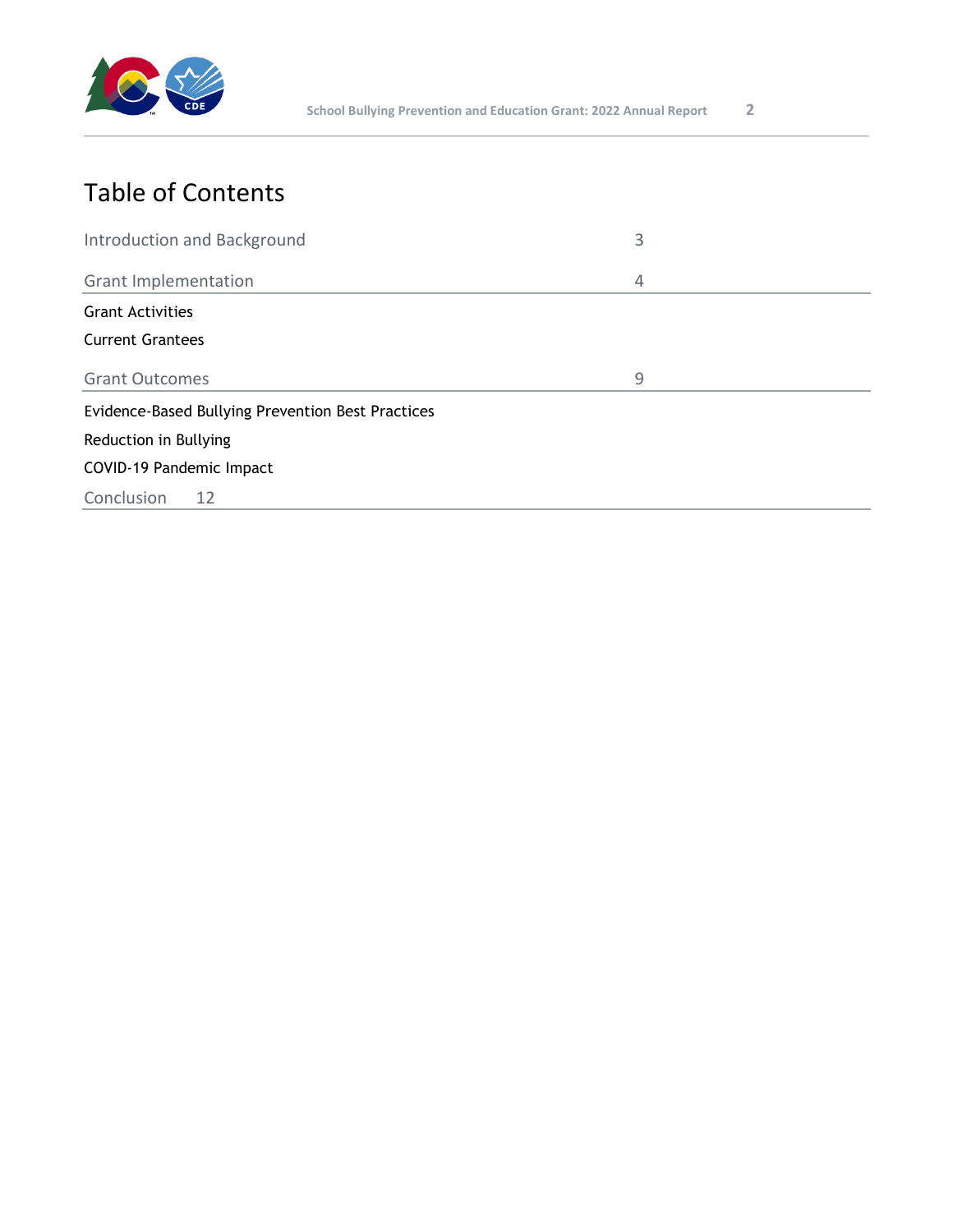# Table of Contents

Introduction and Background 3

Grant Implementation 4

- Grant Activities
- Current Grantees

Grant Outcomes 9

- Evidence-Based Bullying Prevention Best Practices
- Reduction in Bullying
- COVID-19 Pandemic Impact

Conclusion 12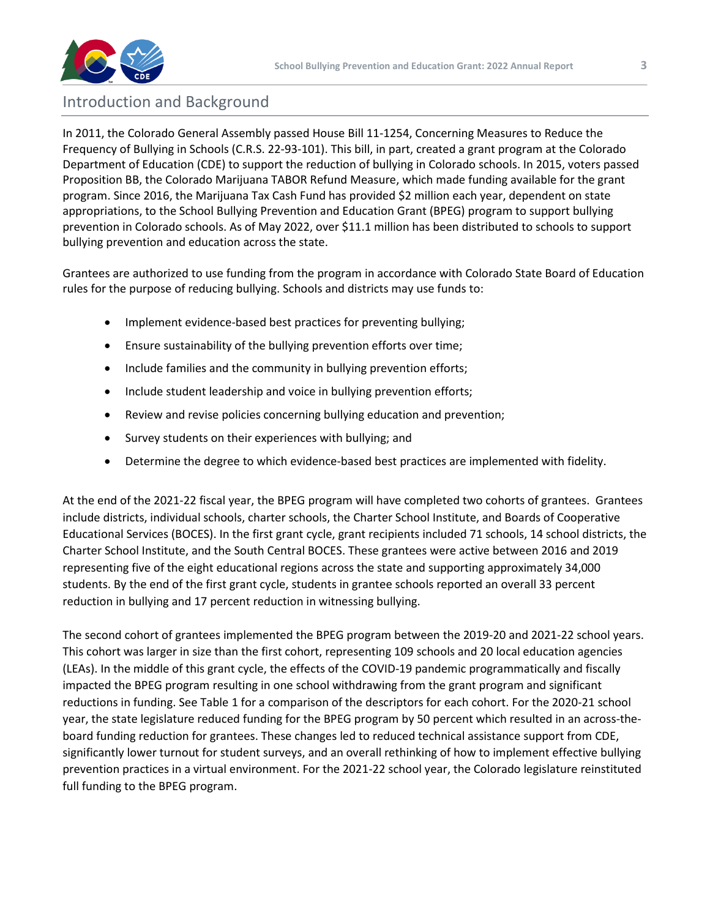## Introduction and Background

In 2011, the Colorado General Assembly passed House Bill 11-1254, Concerning Measures to Reduce the Frequency of Bullying in Schools (C.R.S. 22-93-101). This bill, in part, created a grant program at the Colorado Department of Education (CDE) to support the reduction of bullying in Colorado schools. In 2015, voters passed Proposition BB, the Colorado Marijuana TABOR Refund Measure, which made funding available for the grant program. Since 2016, the Marijuana Tax Cash Fund has provided $2 million each year, dependent on state appropriations, to the School Bullying Prevention and Education Grant (BPEG) program to support bullying prevention in Colorado schools. As of May 2022, over $11.1 million has been distributed to schools to support bullying prevention and education across the state.

Grantees are authorized to use funding from the program in accordance with Colorado State Board of Education rules for the purpose of reducing bullying. Schools and districts may use funds to:

- Implement evidence-based best practices for preventing bullying;
- Ensure sustainability of the bullying prevention efforts over time;
- Include families and the community in bullying prevention efforts;
- Include student leadership and voice in bullying prevention efforts;
- Review and revise policies concerning bullying education and prevention;
- Survey students on their experiences with bullying; and
- Determine the degree to which evidence-based best practices are implemented with fidelity.

At the end of the 2021-22 fiscal year, the BPEG program will have completed two cohorts of grantees. Grantees include districts, individual schools, charter schools, the Charter School Institute, and Boards of Cooperative Educational Services (BOCES). In the first grant cycle, grant recipients included 71 schools, 14 school districts, the Charter School Institute, and the South Central BOCES. These grantees were active between 2016 and 2019 representing five of the eight educational regions across the state and supporting approximately 34,000 students. By the end of the first grant cycle, students in grantee schools reported an overall 33 percent reduction in bullying and 17 percent reduction in witnessing bullying.

The second cohort of grantees implemented the BPEG program between the 2019-20 and 2021-22 school years. This cohort was larger in size than the first cohort, representing 109 schools and 20 local education agencies (LEAs). In the middle of this grant cycle, the effects of the COVID-19 pandemic programmatically and fiscally impacted the BPEG program resulting in one school withdrawing from the grant program and significant reductions in funding. See Table 1 for a comparison of the descriptors for each cohort. For the 2020-21 school year, the state legislature reduced funding for the BPEG program by 50 percent which resulted in an across-the-board funding reduction for grantees. These changes led to reduced technical assistance support from CDE, significantly lower turnout for student surveys, and an overall rethinking of how to implement effective bullying prevention practices in a virtual environment. For the 2021-22 school year, the Colorado legislature reinstituted full funding to the BPEG program.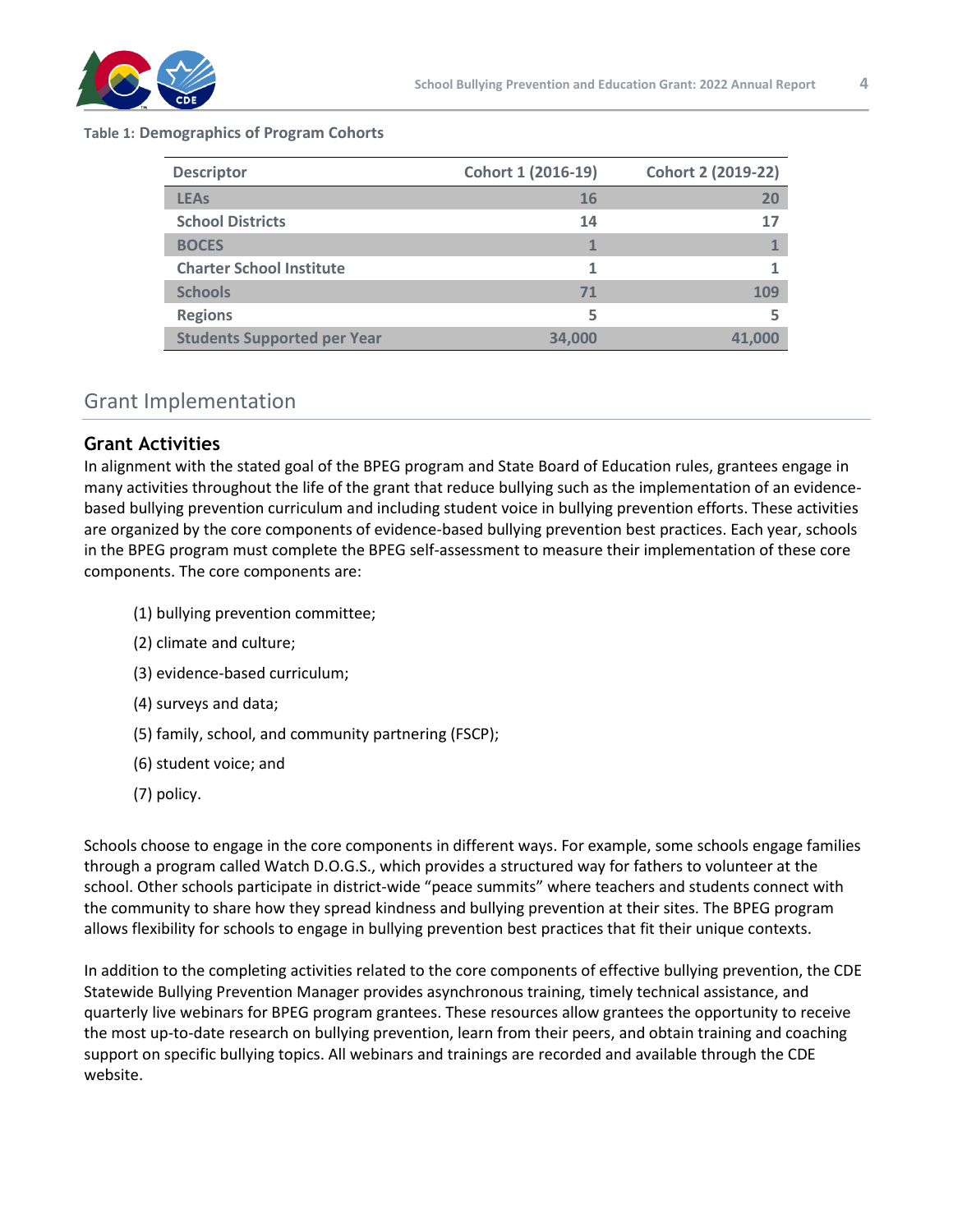**Table 1: Demographics of Program Cohorts**

| Descriptor | Cohort 1 (2016-19) | Cohort 2 (2019-22) |
|---|---|---|
| LEAs | 16 | 20 |
| School Districts | 14 | 17 |
| BOCES | 1 | 1 |
| Charter School Institute | 1 | 1 |
| Schools | 71 | 109 |
| Regions | 5 | 5 |
| Students Supported per Year | 34,000 | 41,000 |

## Grant Implementation

### Grant Activities

In alignment with the stated goal of the BPEG program and State Board of Education rules, grantees engage in many activities throughout the life of the grant that reduce bullying such as the implementation of an evidence-based bullying prevention curriculum and including student voice in bullying prevention efforts. These activities are organized by the core components of evidence-based bullying prevention best practices. Each year, schools in the BPEG program must complete the BPEG self-assessment to measure their implementation of these core components. The core components are:

(1) bullying prevention committee;

(2) climate and culture;

(3) evidence-based curriculum;

(4) surveys and data;

(5) family, school, and community partnering (FSCP);

(6) student voice; and

(7) policy.

Schools choose to engage in the core components in different ways. For example, some schools engage families through a program called Watch D.O.G.S., which provides a structured way for fathers to volunteer at the school. Other schools participate in district-wide "peace summits" where teachers and students connect with the community to share how they spread kindness and bullying prevention at their sites. The BPEG program allows flexibility for schools to engage in bullying prevention best practices that fit their unique contexts.

In addition to the completing activities related to the core components of effective bullying prevention, the CDE Statewide Bullying Prevention Manager provides asynchronous training, timely technical assistance, and quarterly live webinars for BPEG program grantees. These resources allow grantees the opportunity to receive the most up-to-date research on bullying prevention, learn from their peers, and obtain training and coaching support on specific bullying topics. All webinars and trainings are recorded and available through the CDE website.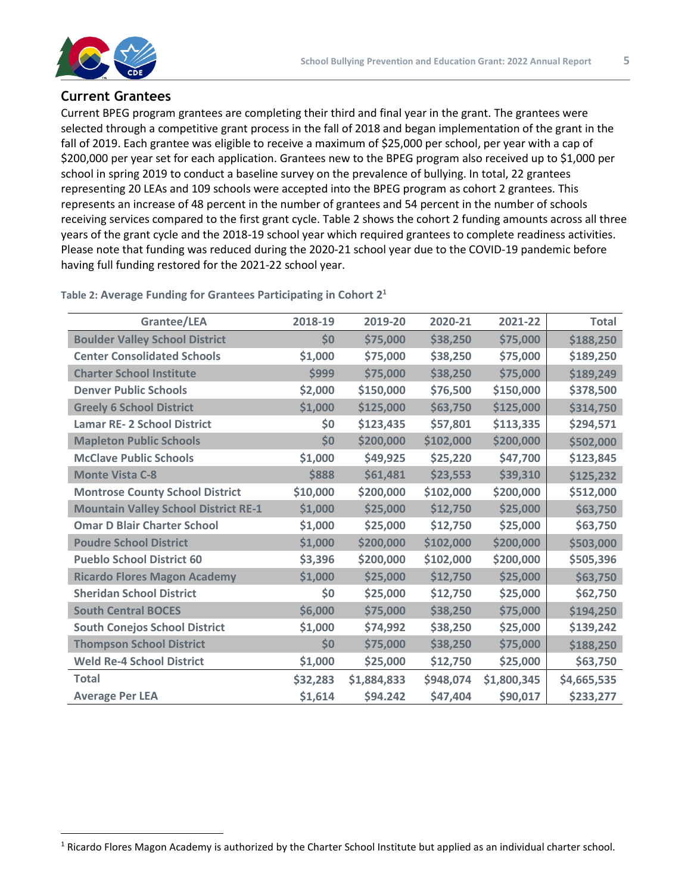## Current Grantees

Current BPEG program grantees are completing their third and final year in the grant. The grantees were selected through a competitive grant process in the fall of 2018 and began implementation of the grant in the fall of 2019. Each grantee was eligible to receive a maximum of $25,000 per school, per year with a cap of $200,000 per year set for each application. Grantees new to the BPEG program also received up to $1,000 per school in spring 2019 to conduct a baseline survey on the prevalence of bullying. In total, 22 grantees representing 20 LEAs and 109 schools were accepted into the BPEG program as cohort 2 grantees. This represents an increase of 48 percent in the number of grantees and 54 percent in the number of schools receiving services compared to the first grant cycle. Table 2 shows the cohort 2 funding amounts across all three years of the grant cycle and the 2018-19 school year which required grantees to complete readiness activities. Please note that funding was reduced during the 2020-21 school year due to the COVID-19 pandemic before having full funding restored for the 2021-22 school year.

Table 2: **Average Funding for Grantees Participating in Cohort 2**[1]

| Grantee/LEA | 2018-19 | 2019-20 | 2020-21 | 2021-22 | Total |
|---|---|---|---|---|---|
| Boulder Valley School District | $0 | $75,000 | $38,250 | $75,000 | $188,250 |
| Center Consolidated Schools | $1,000 | $75,000 | $38,250 | $75,000 | $189,250 |
| Charter School Institute | $999 | $75,000 | $38,250 | $75,000 | $189,249 |
| Denver Public Schools | $2,000 | $150,000 | $76,500 | $150,000 | $378,500 |
| Greely 6 School District | $1,000 | $125,000 | $63,750 | $125,000 | $314,750 |
| Lamar RE- 2 School District | $0 | $123,435 | $57,801 | $113,335 | $294,571 |
| Mapleton Public Schools | $0 | $200,000 | $102,000 | $200,000 | $502,000 |
| McClave Public Schools | $1,000 | $49,925 | $25,220 | $47,700 | $123,845 |
| Monte Vista C-8 | $888 | $61,481 | $23,553 | $39,310 | $125,232 |
| Montrose County School District | $10,000 | $200,000 | $102,000 | $200,000 | $512,000 |
| Mountain Valley School District RE-1 | $1,000 | $25,000 | $12,750 | $25,000 | $63,750 |
| Omar D Blair Charter School | $1,000 | $25,000 | $12,750 | $25,000 | $63,750 |
| Poudre School District | $1,000 | $200,000 | $102,000 | $200,000 | $503,000 |
| Pueblo School District 60 | $3,396 | $200,000 | $102,000 | $200,000 | $505,396 |
| Ricardo Flores Magon Academy | $1,000 | $25,000 | $12,750 | $25,000 | $63,750 |
| Sheridan School District | $0 | $25,000 | $12,750 | $25,000 | $62,750 |
| South Central BOCES | $6,000 | $75,000 | $38,250 | $75,000 | $194,250 |
| South Conejos School District | $1,000 | $74,992 | $38,250 | $25,000 | $139,242 |
| Thompson School District | $0 | $75,000 | $38,250 | $75,000 | $188,250 |
| Weld Re-4 School District | $1,000 | $25,000 | $12,750 | $25,000 | $63,750 |
| **Total** | $32,283 | $1,884,833 | $948,074 | $1,800,345 | $4,665,535 |
| **Average Per LEA** | $1,614 | $94.242 | $47,404 | $90,017 | $233,277 |

[1] Ricardo Flores Magon Academy is authorized by the Charter School Institute but applied as an individual charter school.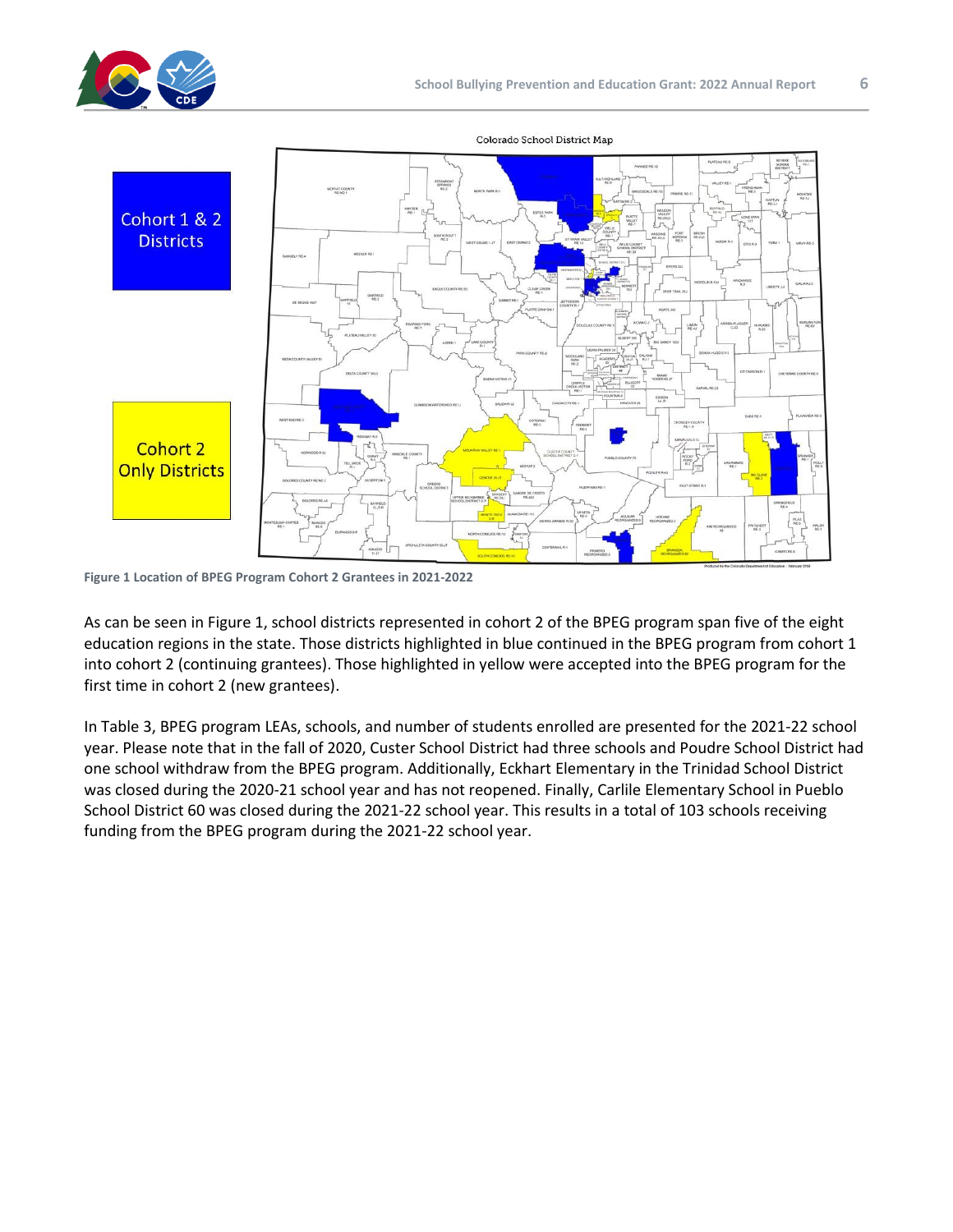Figure 1 Location of BPEG Program Cohort 2 Grantees in 2021-2022

As can be seen in Figure 1, school districts represented in cohort 2 of the BPEG program span five of the eight education regions in the state. Those districts highlighted in blue continued in the BPEG program from cohort 1 into cohort 2 (continuing grantees). Those highlighted in yellow were accepted into the BPEG program for the first time in cohort 2 (new grantees).

In Table 3, BPEG program LEAs, schools, and number of students enrolled are presented for the 2021-22 school year. Please note that in the fall of 2020, Custer School District had three schools and Poudre School District had one school withdraw from the BPEG program. Additionally, Eckhart Elementary in the Trinidad School District was closed during the 2020-21 school year and has not reopened. Finally, Carlile Elementary School in Pueblo School District 60 was closed during the 2021-22 school year. This results in a total of 103 schools receiving funding from the BPEG program during the 2021-22 school year.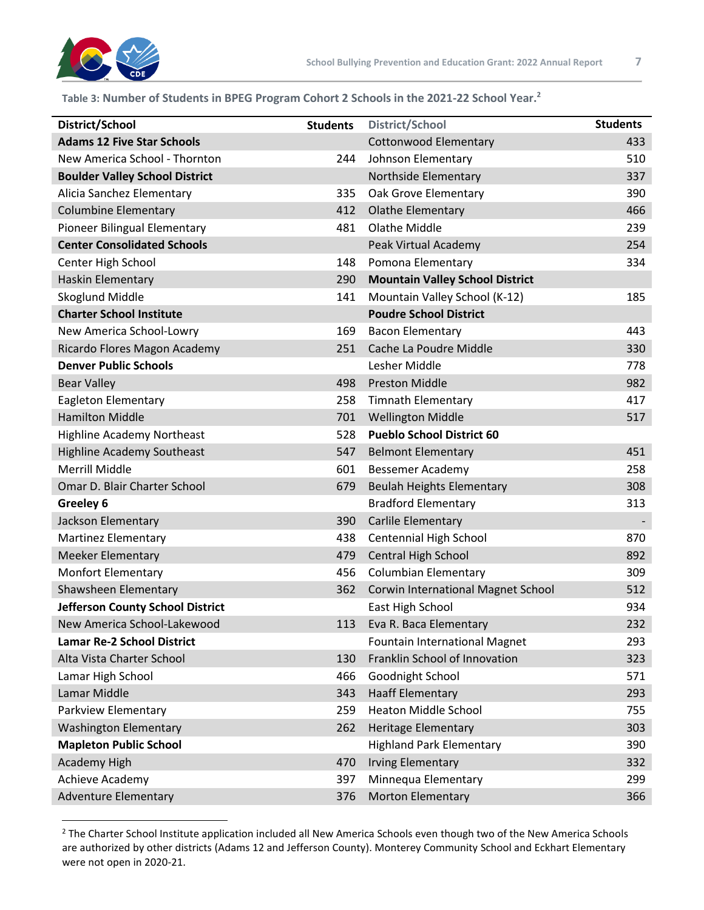Table 3: Number of Students in BPEG Program Cohort 2 Schools in the 2021-22 School Year.[2]

| District/School | Students | District/School | Students |
|---|---|---|---|
| **Adams 12 Five Star Schools** | | Cottonwood Elementary | 433 |
| New America School - Thornton | 244 | Johnson Elementary | 510 |
| **Boulder Valley School District** | | Northside Elementary | 337 |
| Alicia Sanchez Elementary | 335 | Oak Grove Elementary | 390 |
| Columbine Elementary | 412 | Olathe Elementary | 466 |
| Pioneer Bilingual Elementary | 481 | Olathe Middle | 239 |
| **Center Consolidated Schools** | | Peak Virtual Academy | 254 |
| Center High School | 148 | Pomona Elementary | 334 |
| Haskin Elementary | 290 | **Mountain Valley School District** | |
| Skoglund Middle | 141 | Mountain Valley School (K-12) | 185 |
| **Charter School Institute** | | **Poudre School District** | |
| New America School-Lowry | 169 | Bacon Elementary | 443 |
| Ricardo Flores Magon Academy | 251 | Cache La Poudre Middle | 330 |
| **Denver Public Schools** | | Lesher Middle | 778 |
| Bear Valley | 498 | Preston Middle | 982 |
| Eagleton Elementary | 258 | Timnath Elementary | 417 |
| Hamilton Middle | 701 | Wellington Middle | 517 |
| Highline Academy Northeast | 528 | **Pueblo School District 60** | |
| Highline Academy Southeast | 547 | Belmont Elementary | 451 |
| Merrill Middle | 601 | Bessemer Academy | 258 |
| Omar D. Blair Charter School | 679 | Beulah Heights Elementary | 308 |
| **Greeley 6** | | Bradford Elementary | 313 |
| Jackson Elementary | 390 | Carlile Elementary | - |
| Martinez Elementary | 438 | Centennial High School | 870 |
| Meeker Elementary | 479 | Central High School | 892 |
| Monfort Elementary | 456 | Columbian Elementary | 309 |
| Shawsheen Elementary | 362 | Corwin International Magnet School | 512 |
| **Jefferson County School District** | | East High School | 934 |
| New America School-Lakewood | 113 | Eva R. Baca Elementary | 232 |
| **Lamar Re-2 School District** | | Fountain International Magnet | 293 |
| Alta Vista Charter School | 130 | Franklin School of Innovation | 323 |
| Lamar High School | 466 | Goodnight School | 571 |
| Lamar Middle | 343 | Haaff Elementary | 293 |
| Parkview Elementary | 259 | Heaton Middle School | 755 |
| Washington Elementary | 262 | Heritage Elementary | 303 |
| **Mapleton Public School** | | Highland Park Elementary | 390 |
| Academy High | 470 | Irving Elementary | 332 |
| Achieve Academy | 397 | Minnequa Elementary | 299 |
| Adventure Elementary | 376 | Morton Elementary | 366 |

[2] The Charter School Institute application included all New America Schools even though two of the New America Schools are authorized by other districts (Adams 12 and Jefferson County). Monterey Community School and Eckhart Elementary were not open in 2020-21.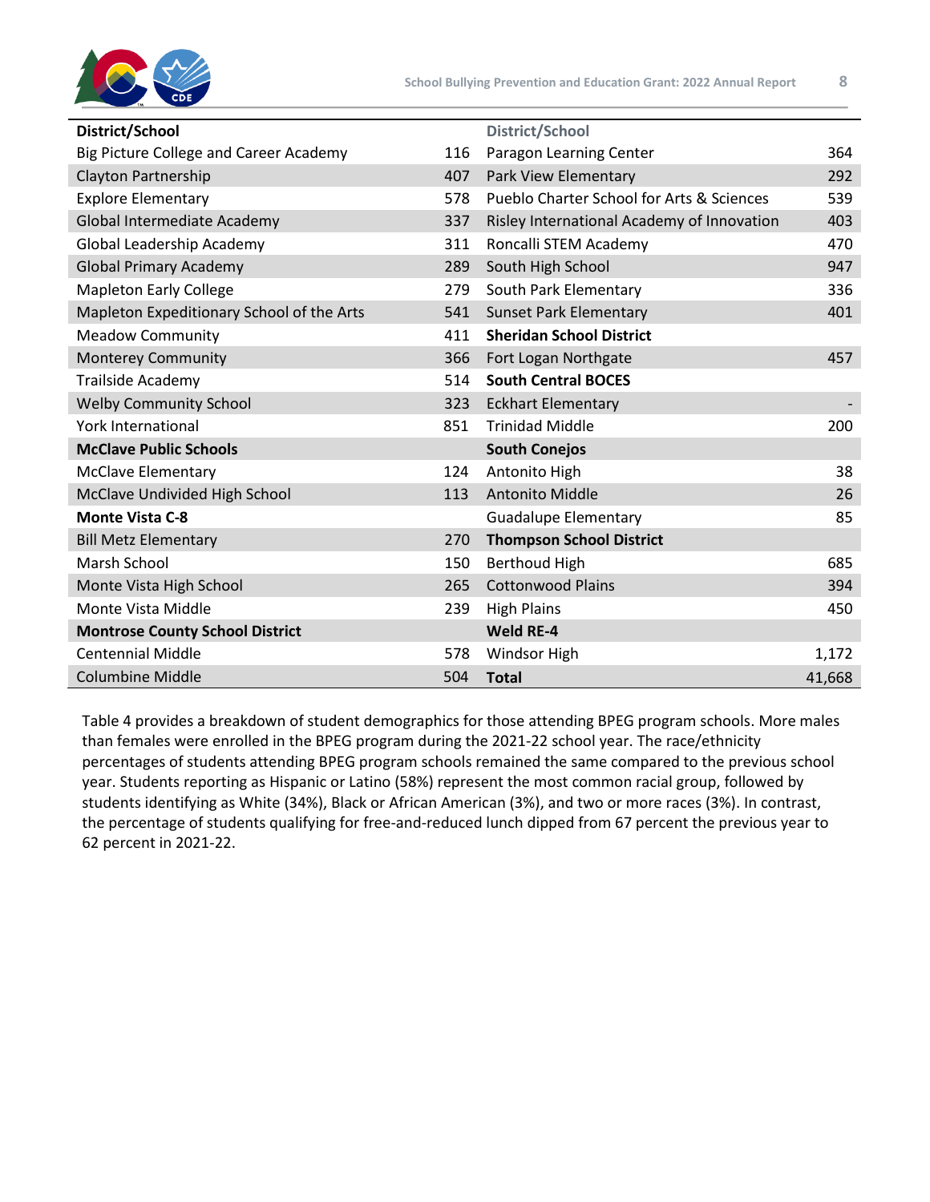| District/School | | District/School | |
|---|---|---|---|
| Big Picture College and Career Academy | 116 | Paragon Learning Center | 364 |
| Clayton Partnership | 407 | Park View Elementary | 292 |
| Explore Elementary | 578 | Pueblo Charter School for Arts & Sciences | 539 |
| Global Intermediate Academy | 337 | Risley International Academy of Innovation | 403 |
| Global Leadership Academy | 311 | Roncalli STEM Academy | 470 |
| Global Primary Academy | 289 | South High School | 947 |
| Mapleton Early College | 279 | South Park Elementary | 336 |
| Mapleton Expeditionary School of the Arts | 541 | Sunset Park Elementary | 401 |
| Meadow Community | 411 | **Sheridan School District** | |
| Monterey Community | 366 | Fort Logan Northgate | 457 |
| Trailside Academy | 514 | **South Central BOCES** | |
| Welby Community School | 323 | Eckhart Elementary | - |
| York International | 851 | Trinidad Middle | 200 |
| **McClave Public Schools** | | **South Conejos** | |
| McClave Elementary | 124 | Antonito High | 38 |
| McClave Undivided High School | 113 | Antonito Middle | 26 |
| **Monte Vista C-8** | | Guadalupe Elementary | 85 |
| Bill Metz Elementary | 270 | **Thompson School District** | |
| Marsh School | 150 | Berthoud High | 685 |
| Monte Vista High School | 265 | Cottonwood Plains | 394 |
| Monte Vista Middle | 239 | High Plains | 450 |
| **Montrose County School District** | | **Weld RE-4** | |
| Centennial Middle | 578 | Windsor High | 1,172 |
| Columbine Middle | 504 | **Total** | 41,668 |

Table 4 provides a breakdown of student demographics for those attending BPEG program schools. More males than females were enrolled in the BPEG program during the 2021-22 school year. The race/ethnicity percentages of students attending BPEG program schools remained the same compared to the previous school year. Students reporting as Hispanic or Latino (58%) represent the most common racial group, followed by students identifying as White (34%), Black or African American (3%), and two or more races (3%). In contrast, the percentage of students qualifying for free-and-reduced lunch dipped from 67 percent the previous year to 62 percent in 2021-22.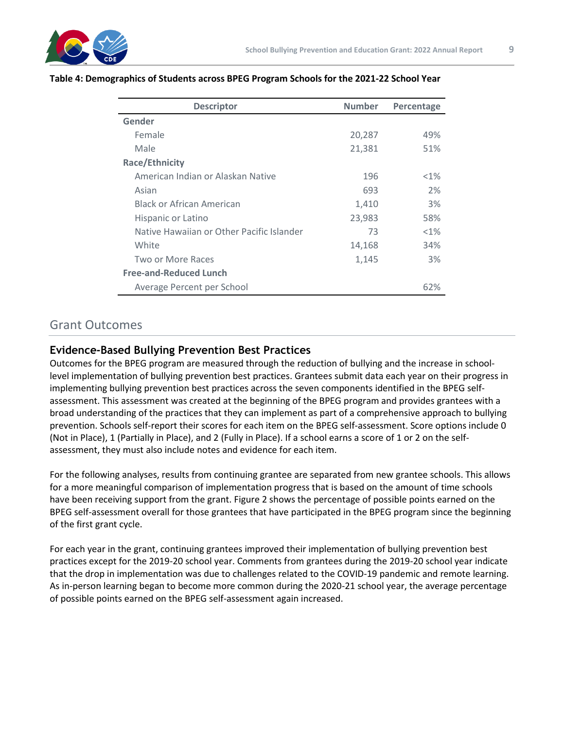**Table 4: Demographics of Students across BPEG Program Schools for the 2021-22 School Year**

| Descriptor | Number | Percentage |
|---|---|---|
| **Gender** | | |
| Female | 20,287 | 49% |
| Male | 21,381 | 51% |
| **Race/Ethnicity** | | |
| American Indian or Alaskan Native | 196 | <1% |
| Asian | 693 | 2% |
| Black or African American | 1,410 | 3% |
| Hispanic or Latino | 23,983 | 58% |
| Native Hawaiian or Other Pacific Islander | 73 | <1% |
| White | 14,168 | 34% |
| Two or More Races | 1,145 | 3% |
| **Free-and-Reduced Lunch** | | |
| Average Percent per School | | 62% |

## Grant Outcomes

### Evidence-Based Bullying Prevention Best Practices

Outcomes for the BPEG program are measured through the reduction of bullying and the increase in school-level implementation of bullying prevention best practices. Grantees submit data each year on their progress in implementing bullying prevention best practices across the seven components identified in the BPEG self-assessment. This assessment was created at the beginning of the BPEG program and provides grantees with a broad understanding of the practices that they can implement as part of a comprehensive approach to bullying prevention. Schools self-report their scores for each item on the BPEG self-assessment. Score options include 0 (Not in Place), 1 (Partially in Place), and 2 (Fully in Place). If a school earns a score of 1 or 2 on the self-assessment, they must also include notes and evidence for each item.

For the following analyses, results from continuing grantee are separated from new grantee schools. This allows for a more meaningful comparison of implementation progress that is based on the amount of time schools have been receiving support from the grant. Figure 2 shows the percentage of possible points earned on the BPEG self-assessment overall for those grantees that have participated in the BPEG program since the beginning of the first grant cycle.

For each year in the grant, continuing grantees improved their implementation of bullying prevention best practices except for the 2019-20 school year. Comments from grantees during the 2019-20 school year indicate that the drop in implementation was due to challenges related to the COVID-19 pandemic and remote learning. As in-person learning began to become more common during the 2020-21 school year, the average percentage of possible points earned on the BPEG self-assessment again increased.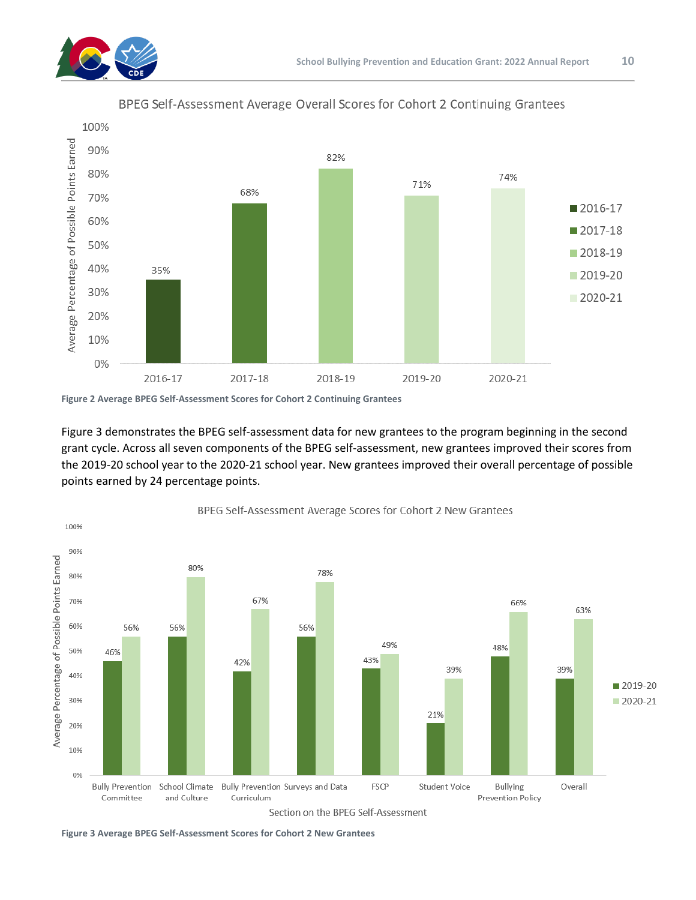**BPEG Self-Assessment Average Overall Scores for Cohort 2 Continuing Grantees**

| School Year | Average Percentage of Possible Points Earned |
|---|---|
| 2016-17 | 35% |
| 2017-18 | 68% |
| 2018-19 | 82% |
| 2019-20 | 71% |
| 2020-21 | 74% |

**Figure 2 Average BPEG Self-Assessment Scores for Cohort 2 Continuing Grantees**

Figure 3 demonstrates the BPEG self-assessment data for new grantees to the program beginning in the second grant cycle. Across all seven components of the BPEG self-assessment, new grantees improved their scores from the 2019-20 school year to the 2020-21 school year. New grantees improved their overall percentage of possible points earned by 24 percentage points.

**BPEG Self-Assessment Average Scores for Cohort 2 New Grantees**

| Section on the BPEG Self-Assessment | 2019-20 | 2020-21 |
|---|---|---|
| Bully Prevention Committee | 46% | 56% |
| School Climate and Culture | 56% | 80% |
| Bully Prevention Curriculum | 42% | 67% |
| Surveys and Data | 56% | 78% |
| FSCP | 43% | 49% |
| Student Voice | 21% | 39% |
| Bullying Prevention Policy | 48% | 66% |
| Overall | 39% | 63% |

**Figure 3 Average BPEG Self-Assessment Scores for Cohort 2 New Grantees**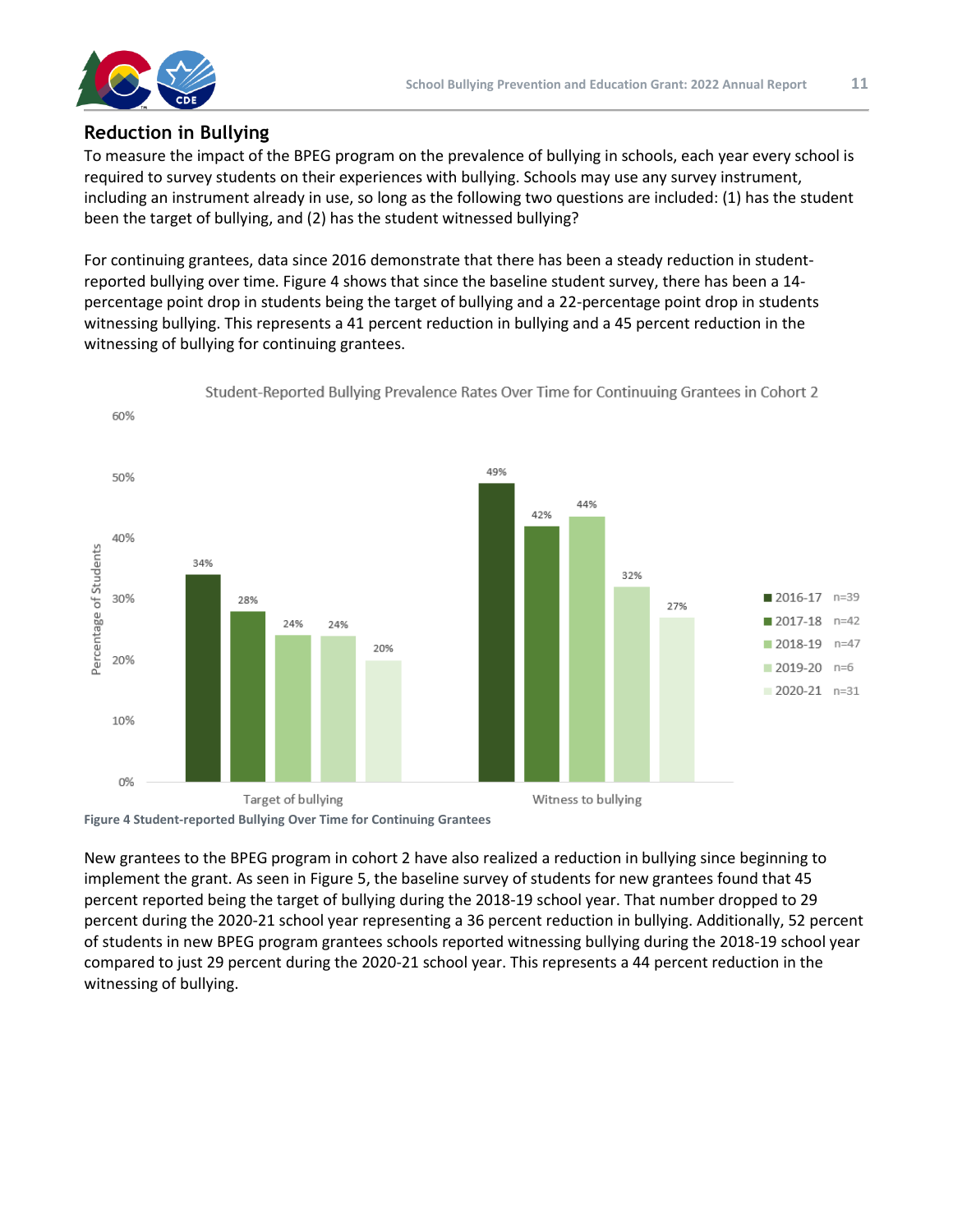## Reduction in Bullying

To measure the impact of the BPEG program on the prevalence of bullying in schools, each year every school is required to survey students on their experiences with bullying. Schools may use any survey instrument, including an instrument already in use, so long as the following two questions are included: (1) has the student been the target of bullying, and (2) has the student witnessed bullying?

For continuing grantees, data since 2016 demonstrate that there has been a steady reduction in student-reported bullying over time. Figure 4 shows that since the baseline student survey, there has been a 14-percentage point drop in students being the target of bullying and a 22-percentage point drop in students witnessing bullying. This represents a 41 percent reduction in bullying and a 45 percent reduction in the witnessing of bullying for continuing grantees.

Student-Reported Bullying Prevalence Rates Over Time for Continuuing Grantees in Cohort 2

| Year | n | Target of bullying | Witness to bullying |
|---|---|---|---|
| 2016-17 | n=39 | 34% | 49% |
| 2017-18 | n=42 | 28% | 42% |
| 2018-19 | n=47 | 24% | 44% |
| 2019-20 | n=6 | 24% | 32% |
| 2020-21 | n=31 | 20% | 27% |

**Figure 4 Student-reported Bullying Over Time for Continuing Grantees**

New grantees to the BPEG program in cohort 2 have also realized a reduction in bullying since beginning to implement the grant. As seen in Figure 5, the baseline survey of students for new grantees found that 45 percent reported being the target of bullying during the 2018-19 school year. That number dropped to 29 percent during the 2020-21 school year representing a 36 percent reduction in bullying. Additionally, 52 percent of students in new BPEG program grantees schools reported witnessing bullying during the 2018-19 school year compared to just 29 percent during the 2020-21 school year. This represents a 44 percent reduction in the witnessing of bullying.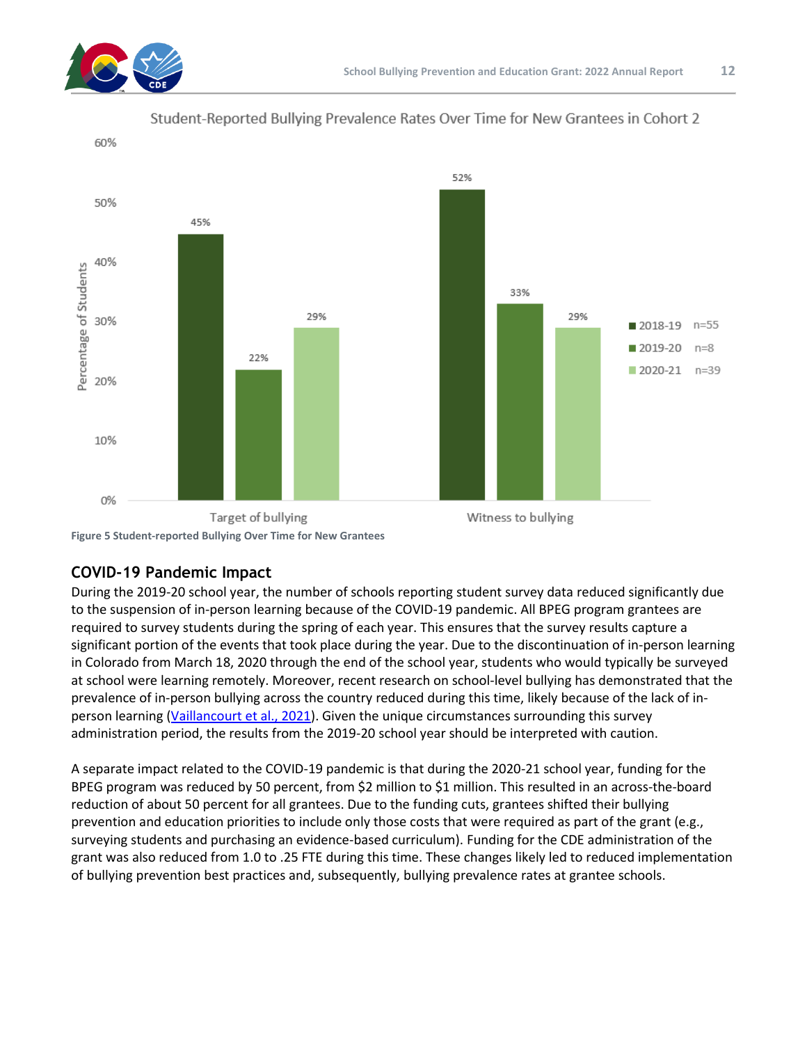Student-Reported Bullying Prevalence Rates Over Time for New Grantees in Cohort 2

| | 2018-19 (n=55) | 2019-20 (n=8) | 2020-21 (n=39) |
|---|---|---|---|
| Target of bullying | 45% | 22% | 29% |
| Witness to bullying | 52% | 33% | 29% |

**Figure 5 Student-reported Bullying Over Time for New Grantees**

## COVID-19 Pandemic Impact

During the 2019-20 school year, the number of schools reporting student survey data reduced significantly due to the suspension of in-person learning because of the COVID-19 pandemic. All BPEG program grantees are required to survey students during the spring of each year. This ensures that the survey results capture a significant portion of the events that took place during the year. Due to the discontinuation of in-person learning in Colorado from March 18, 2020 through the end of the school year, students who would typically be surveyed at school were learning remotely. Moreover, recent research on school-level bullying has demonstrated that the prevalence of in-person bullying across the country reduced during this time, likely because of the lack of in-person learning (Vaillancourt et al., 2021). Given the unique circumstances surrounding this survey administration period, the results from the 2019-20 school year should be interpreted with caution.

A separate impact related to the COVID-19 pandemic is that during the 2020-21 school year, funding for the BPEG program was reduced by 50 percent, from $2 million to $1 million. This resulted in an across-the-board reduction of about 50 percent for all grantees. Due to the funding cuts, grantees shifted their bullying prevention and education priorities to include only those costs that were required as part of the grant (e.g., surveying students and purchasing an evidence-based curriculum). Funding for the CDE administration of the grant was also reduced from 1.0 to .25 FTE during this time. These changes likely led to reduced implementation of bullying prevention best practices and, subsequently, bullying prevalence rates at grantee schools.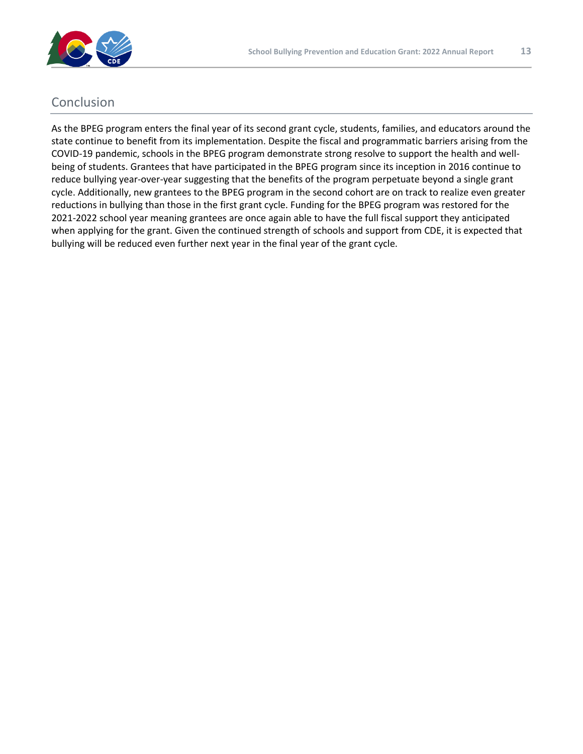## Conclusion

As the BPEG program enters the final year of its second grant cycle, students, families, and educators around the state continue to benefit from its implementation. Despite the fiscal and programmatic barriers arising from the COVID-19 pandemic, schools in the BPEG program demonstrate strong resolve to support the health and well-being of students. Grantees that have participated in the BPEG program since its inception in 2016 continue to reduce bullying year-over-year suggesting that the benefits of the program perpetuate beyond a single grant cycle. Additionally, new grantees to the BPEG program in the second cohort are on track to realize even greater reductions in bullying than those in the first grant cycle. Funding for the BPEG program was restored for the 2021-2022 school year meaning grantees are once again able to have the full fiscal support they anticipated when applying for the grant. Given the continued strength of schools and support from CDE, it is expected that bullying will be reduced even further next year in the final year of the grant cycle.